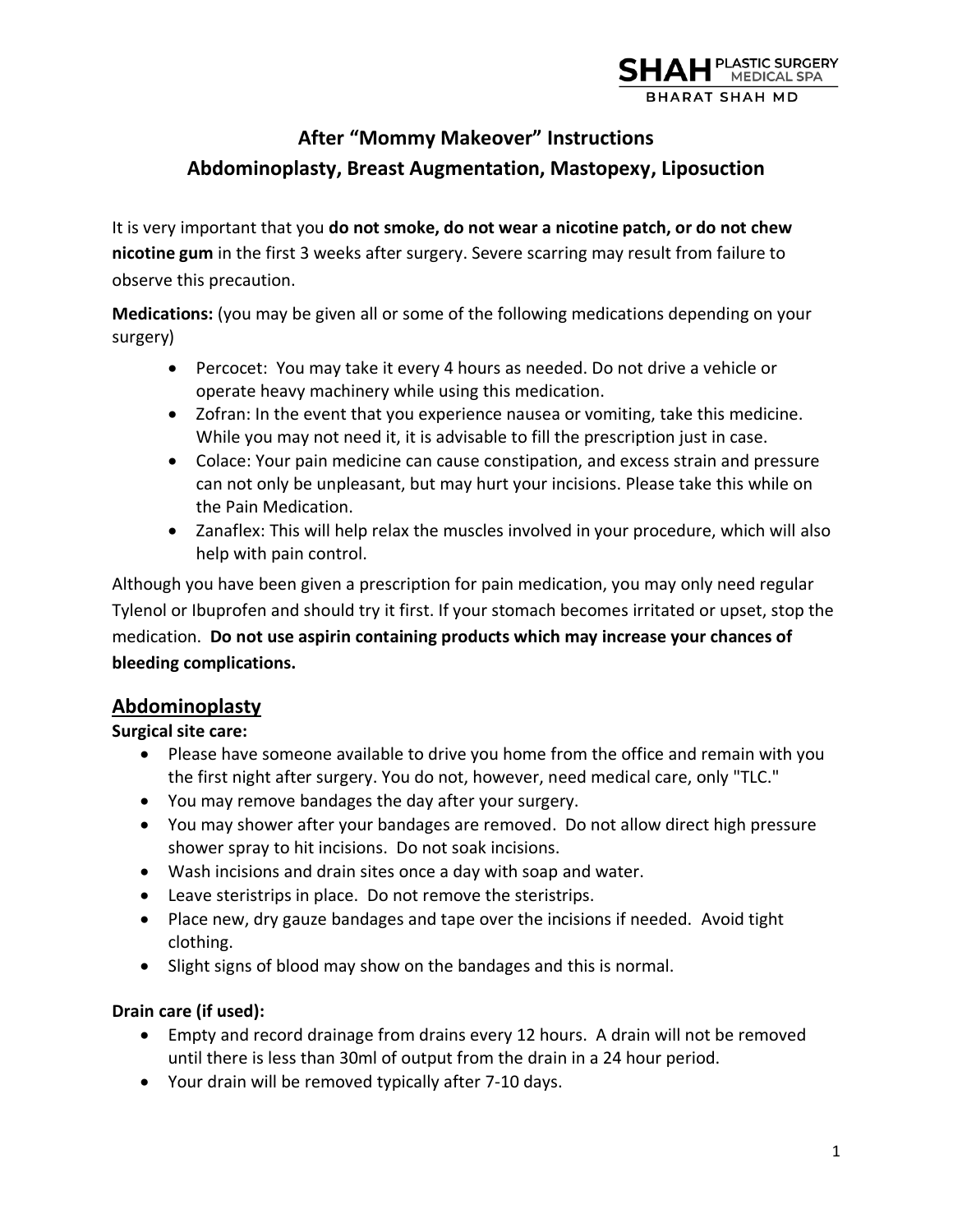# After "Mommy Makeover" Instructions

## Abdominoplasty, Breast Augmentation, Mastopexy, Liposuction

It is very important that you **do not smoke, do not wear a nicotine patch, or do not chew nicotine gum** in the first 3 weeks after surgery. Severe scarring may result from failure to observe this precaution.

**Medications:** (you may be given all or some of the following medications depending on your surgery)

- Percocet: You may take it every 4 hours as needed. Do not drive a vehicle or operate heavy machinery while using this medication.
- Zofran: In the event that you experience nausea or vomiting, take this medicine. While you may not need it, it is advisable to fill the prescription just in case.
- Colace: Your pain medicine can cause constipation, and excess strain and pressure can not only be unpleasant, but may hurt your incisions. Please take this while on the Pain Medication.
- Zanaflex: This will help relax the muscles involved in your procedure, which will also help with pain control.

Although you have been given a prescription for pain medication, you may only need regular Tylenol or Ibuprofen and should try it first. If your stomach becomes irritated or upset, stop the medication. **Do not use aspirin containing products which may increase your chances of bleeding complications.**

## Abdominoplasty

**Surgical site care:**

- Please have someone available to drive you home from the office and remain with you the first night after surgery. You do not, however, need medical care, only "TLC."
- You may remove bandages the day after your surgery.
- You may shower after your bandages are removed. Do not allow direct high pressure shower spray to hit incisions. Do not soak incisions.
- Wash incisions and drain sites once a day with soap and water.
- Leave steristrips in place. Do not remove the steristrips.
- Place new, dry gauze bandages and tape over the incisions if needed. Avoid tight clothing.
- Slight signs of blood may show on the bandages and this is normal.

**Drain care (if used):**

- Empty and record drainage from drains every 12 hours. A drain will not be removed until there is less than 30ml of output from the drain in a 24 hour period.
- Your drain will be removed typically after 7-10 days.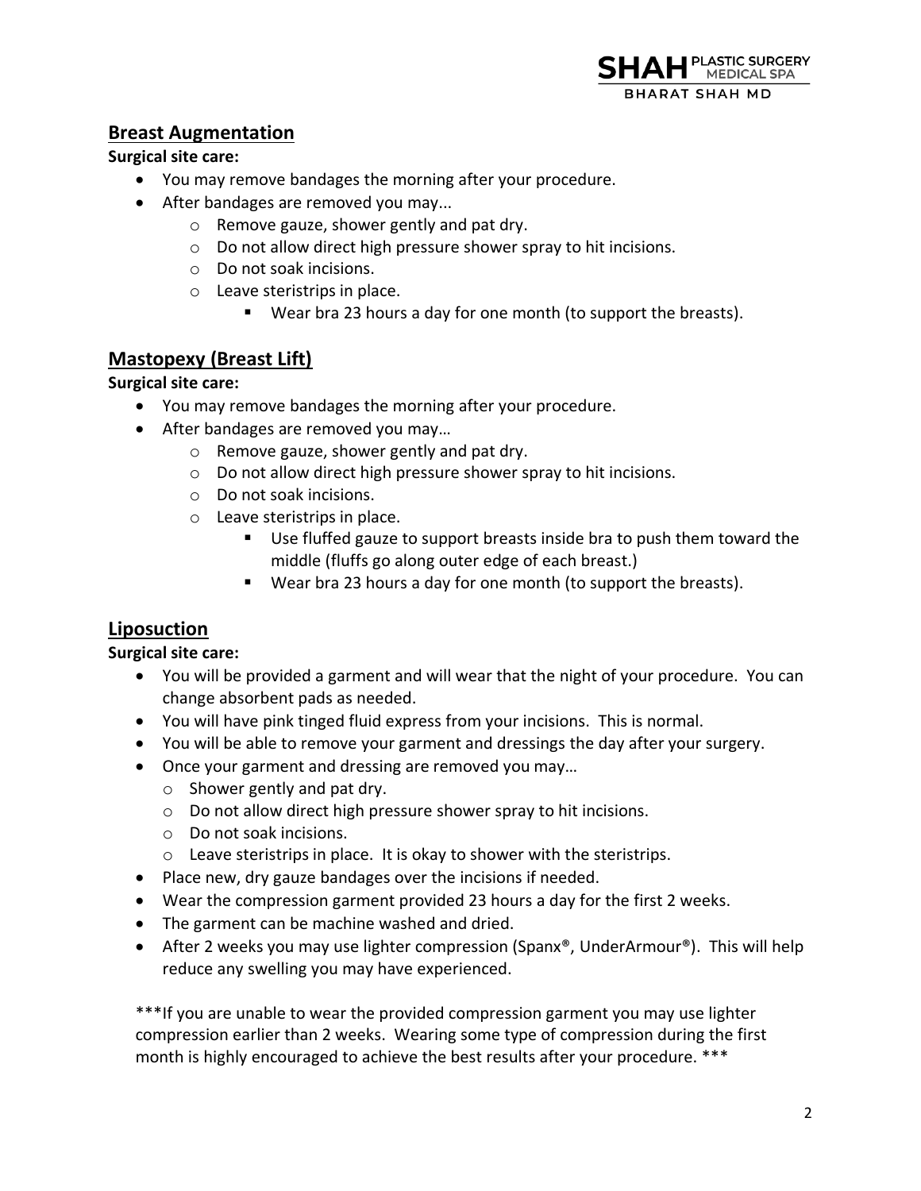## Breast Augmentation

**Surgical site care:**

- You may remove bandages the morning after your procedure.
- After bandages are removed you may...
  - Remove gauze, shower gently and pat dry.
  - Do not allow direct high pressure shower spray to hit incisions.
  - Do not soak incisions.
  - Leave steristrips in place.
    - Wear bra 23 hours a day for one month (to support the breasts).

## Mastopexy (Breast Lift)

**Surgical site care:**

- You may remove bandages the morning after your procedure.
- After bandages are removed you may…
  - Remove gauze, shower gently and pat dry.
  - Do not allow direct high pressure shower spray to hit incisions.
  - Do not soak incisions.
  - Leave steristrips in place.
    - Use fluffed gauze to support breasts inside bra to push them toward the middle (fluffs go along outer edge of each breast.)
    - Wear bra 23 hours a day for one month (to support the breasts).

## Liposuction

**Surgical site care:**

- You will be provided a garment and will wear that the night of your procedure. You can change absorbent pads as needed.
- You will have pink tinged fluid express from your incisions. This is normal.
- You will be able to remove your garment and dressings the day after your surgery.
- Once your garment and dressing are removed you may…
  - Shower gently and pat dry.
  - Do not allow direct high pressure shower spray to hit incisions.
  - Do not soak incisions.
  - Leave steristrips in place. It is okay to shower with the steristrips.
- Place new, dry gauze bandages over the incisions if needed.
- Wear the compression garment provided 23 hours a day for the first 2 weeks.
- The garment can be machine washed and dried.
- After 2 weeks you may use lighter compression (Spanx®, UnderArmour®). This will help reduce any swelling you may have experienced.

***If you are unable to wear the provided compression garment you may use lighter compression earlier than 2 weeks. Wearing some type of compression during the first month is highly encouraged to achieve the best results after your procedure. ***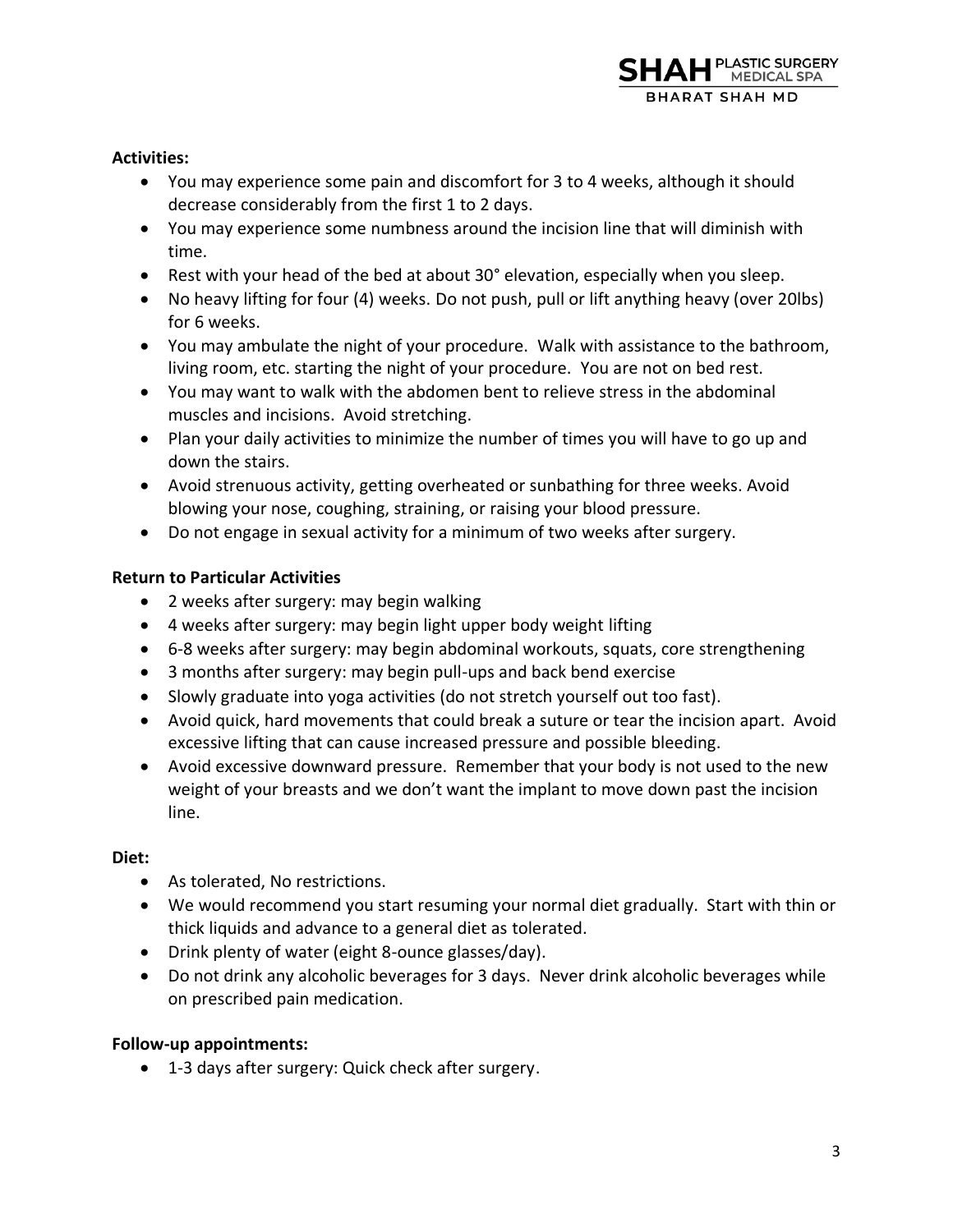**Activities:**

- You may experience some pain and discomfort for 3 to 4 weeks, although it should decrease considerably from the first 1 to 2 days.
- You may experience some numbness around the incision line that will diminish with time.
- Rest with your head of the bed at about 30° elevation, especially when you sleep.
- No heavy lifting for four (4) weeks. Do not push, pull or lift anything heavy (over 20lbs) for 6 weeks.
- You may ambulate the night of your procedure. Walk with assistance to the bathroom, living room, etc. starting the night of your procedure. You are not on bed rest.
- You may want to walk with the abdomen bent to relieve stress in the abdominal muscles and incisions. Avoid stretching.
- Plan your daily activities to minimize the number of times you will have to go up and down the stairs.
- Avoid strenuous activity, getting overheated or sunbathing for three weeks. Avoid blowing your nose, coughing, straining, or raising your blood pressure.
- Do not engage in sexual activity for a minimum of two weeks after surgery.

**Return to Particular Activities**

- 2 weeks after surgery: may begin walking
- 4 weeks after surgery: may begin light upper body weight lifting
- 6-8 weeks after surgery: may begin abdominal workouts, squats, core strengthening
- 3 months after surgery: may begin pull-ups and back bend exercise
- Slowly graduate into yoga activities (do not stretch yourself out too fast).
- Avoid quick, hard movements that could break a suture or tear the incision apart. Avoid excessive lifting that can cause increased pressure and possible bleeding.
- Avoid excessive downward pressure. Remember that your body is not used to the new weight of your breasts and we don't want the implant to move down past the incision line.

**Diet:**

- As tolerated, No restrictions.
- We would recommend you start resuming your normal diet gradually. Start with thin or thick liquids and advance to a general diet as tolerated.
- Drink plenty of water (eight 8-ounce glasses/day).
- Do not drink any alcoholic beverages for 3 days. Never drink alcoholic beverages while on prescribed pain medication.

**Follow-up appointments:**

- 1-3 days after surgery: Quick check after surgery.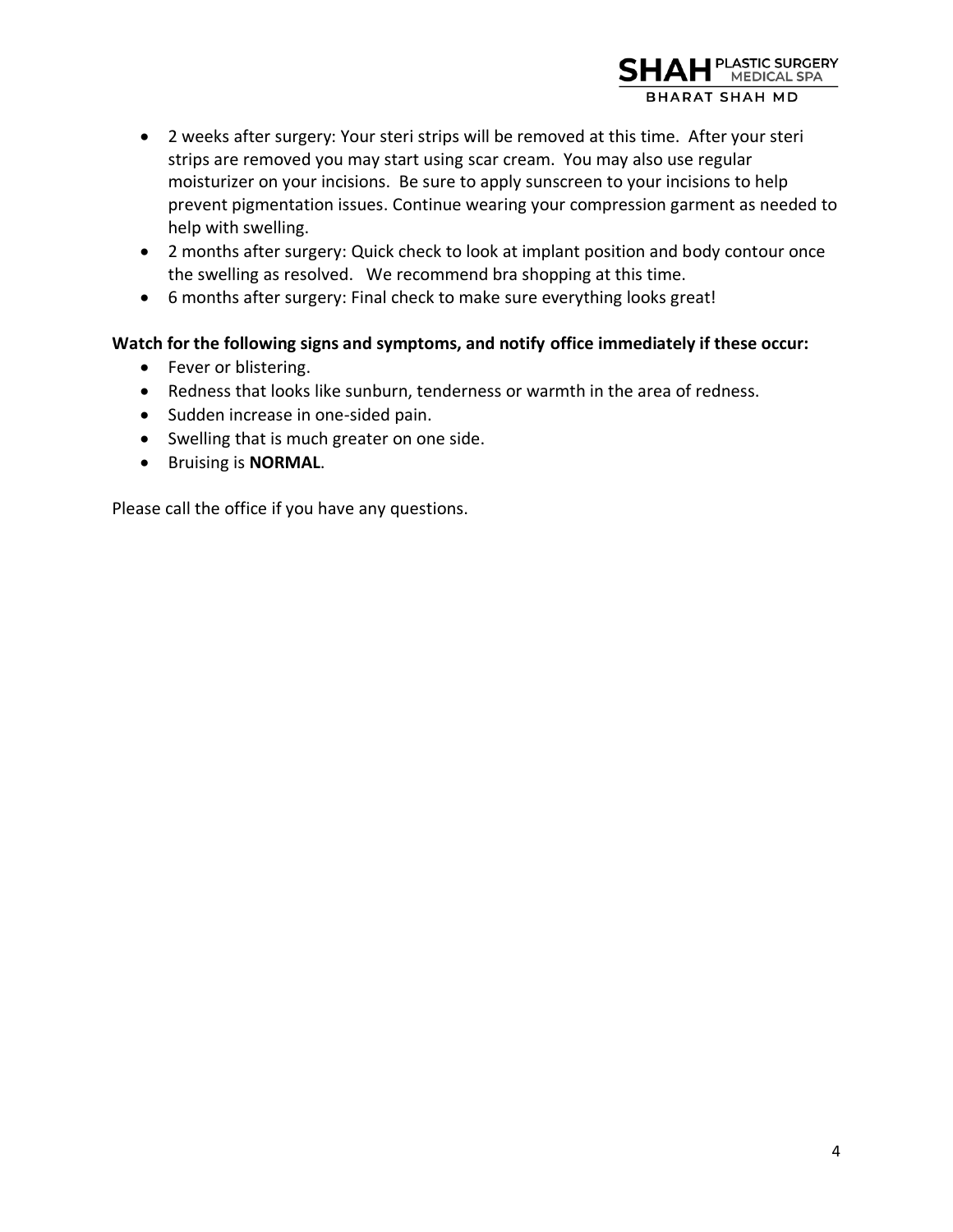- 2 weeks after surgery: Your steri strips will be removed at this time. After your steri strips are removed you may start using scar cream. You may also use regular moisturizer on your incisions. Be sure to apply sunscreen to your incisions to help prevent pigmentation issues. Continue wearing your compression garment as needed to help with swelling.
- 2 months after surgery: Quick check to look at implant position and body contour once the swelling as resolved. We recommend bra shopping at this time.
- 6 months after surgery: Final check to make sure everything looks great!

**Watch for the following signs and symptoms, and notify office immediately if these occur:**

- Fever or blistering.
- Redness that looks like sunburn, tenderness or warmth in the area of redness.
- Sudden increase in one-sided pain.
- Swelling that is much greater on one side.
- Bruising is **NORMAL**.

Please call the office if you have any questions.